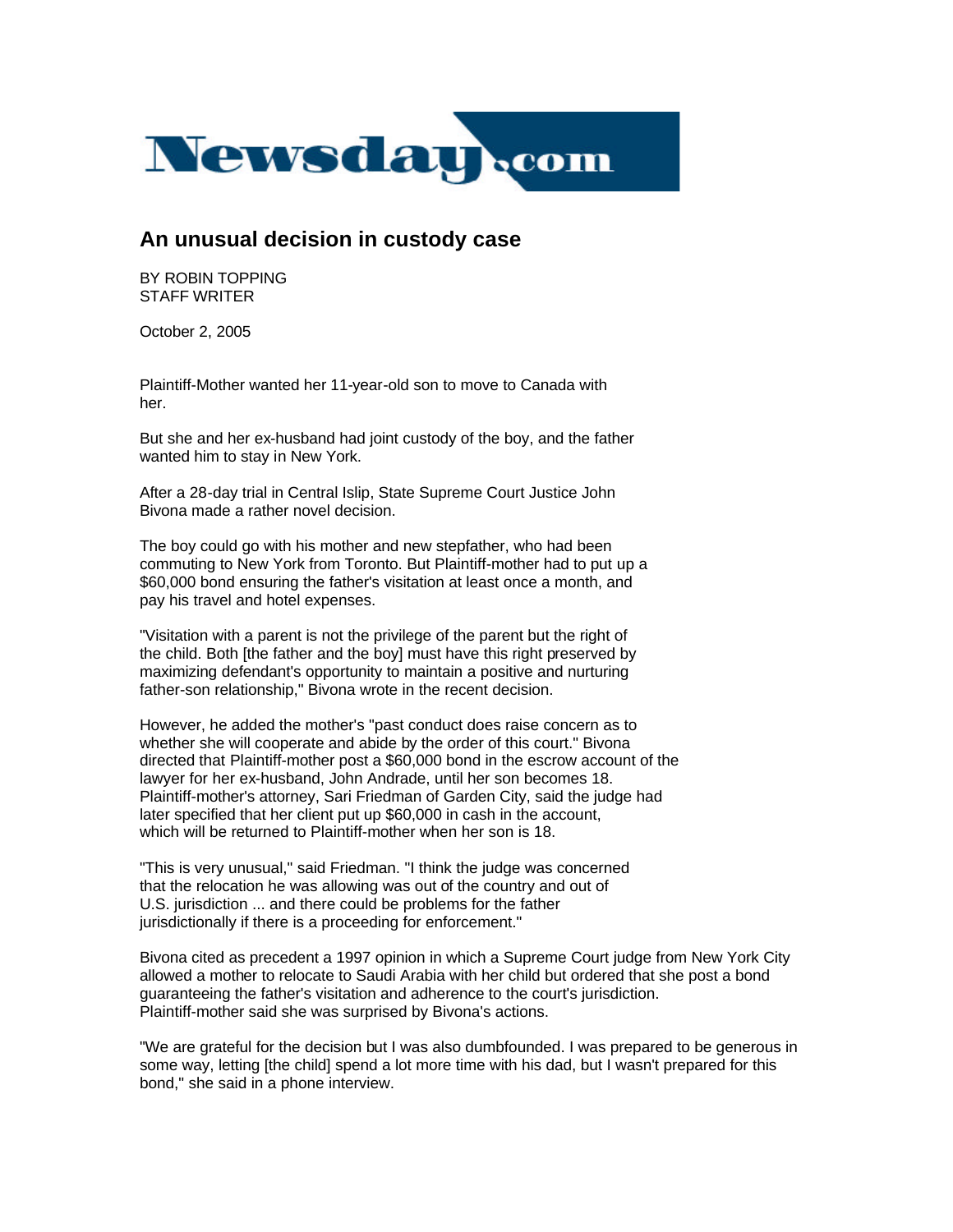Newsday.com

# An unusual decision in custody case

BY ROBIN TOPPING
STAFF WRITER

October 2, 2005

Plaintiff-Mother wanted her 11-year-old son to move to Canada with her.

But she and her ex-husband had joint custody of the boy, and the father wanted him to stay in New York.

After a 28-day trial in Central Islip, State Supreme Court Justice John Bivona made a rather novel decision.

The boy could go with his mother and new stepfather, who had been commuting to New York from Toronto. But Plaintiff-mother had to put up a $60,000 bond ensuring the father's visitation at least once a month, and pay his travel and hotel expenses.

"Visitation with a parent is not the privilege of the parent but the right of the child. Both [the father and the boy] must have this right preserved by maximizing defendant's opportunity to maintain a positive and nurturing father-son relationship," Bivona wrote in the recent decision.

However, he added the mother's "past conduct does raise concern as to whether she will cooperate and abide by the order of this court." Bivona directed that Plaintiff-mother post a $60,000 bond in the escrow account of the lawyer for her ex-husband, John Andrade, until her son becomes 18. Plaintiff-mother's attorney, Sari Friedman of Garden City, said the judge had later specified that her client put up $60,000 in cash in the account, which will be returned to Plaintiff-mother when her son is 18.

"This is very unusual," said Friedman. "I think the judge was concerned that the relocation he was allowing was out of the country and out of U.S. jurisdiction ... and there could be problems for the father jurisdictionally if there is a proceeding for enforcement."

Bivona cited as precedent a 1997 opinion in which a Supreme Court judge from New York City allowed a mother to relocate to Saudi Arabia with her child but ordered that she post a bond guaranteeing the father's visitation and adherence to the court's jurisdiction. Plaintiff-mother said she was surprised by Bivona's actions.

"We are grateful for the decision but I was also dumbfounded. I was prepared to be generous in some way, letting [the child] spend a lot more time with his dad, but I wasn't prepared for this bond," she said in a phone interview.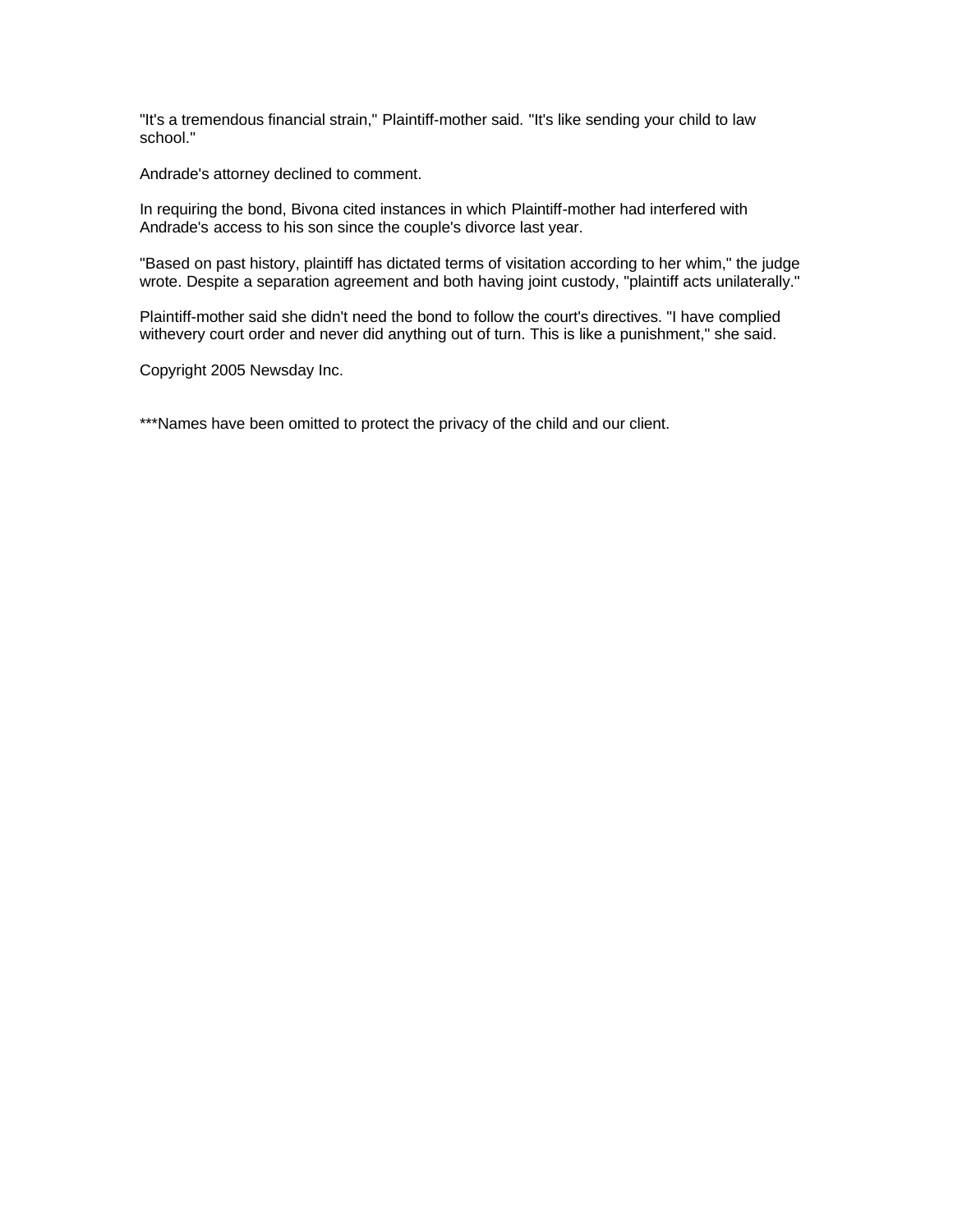"It's a tremendous financial strain," Plaintiff-mother said. "It's like sending your child to law school."

Andrade's attorney declined to comment.

In requiring the bond, Bivona cited instances in which Plaintiff-mother had interfered with Andrade's access to his son since the couple's divorce last year.

"Based on past history, plaintiff has dictated terms of visitation according to her whim," the judge wrote. Despite a separation agreement and both having joint custody, "plaintiff acts unilaterally."

Plaintiff-mother said she didn't need the bond to follow the court's directives. "I have complied withevery court order and never did anything out of turn. This is like a punishment," she said.

Copyright 2005 Newsday Inc.

***Names have been omitted to protect the privacy of the child and our client.